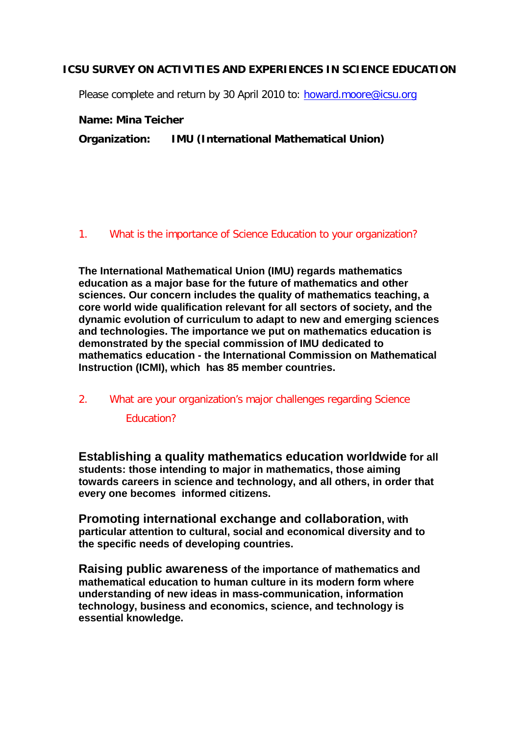## ICSU SURVEY ON ACTIVITIES AND EXPERIENCES IN SCIENCE EDUCATION

Please complete and return by 30 April 2010 to: howard.moore@icsu.org

**Name: Mina Teicher**

**Organization: IMU (International Mathematical Union)**

1. What is the importance of Science Education to your organization?

**The International Mathematical Union (IMU) regards mathematics education as a major base for the future of mathematics and other sciences. Our concern includes the quality of mathematics teaching, a core world wide qualification relevant for all sectors of society, and the dynamic evolution of curriculum to adapt to new and emerging sciences and technologies. The importance we put on mathematics education is demonstrated by the special commission of IMU dedicated to mathematics education - the International Commission on Mathematical Instruction (ICMI), which has 85 member countries.**

2. What are your organization's major challenges regarding Science Education?

**Establishing a quality mathematics education worldwide for all students: those intending to major in mathematics, those aiming towards careers in science and technology, and all others, in order that every one becomes informed citizens.**

**Promoting international exchange and collaboration, with particular attention to cultural, social and economical diversity and to the specific needs of developing countries.**

**Raising public awareness of the importance of mathematics and mathematical education to human culture in its modern form where understanding of new ideas in mass-communication, information technology, business and economics, science, and technology is essential knowledge.**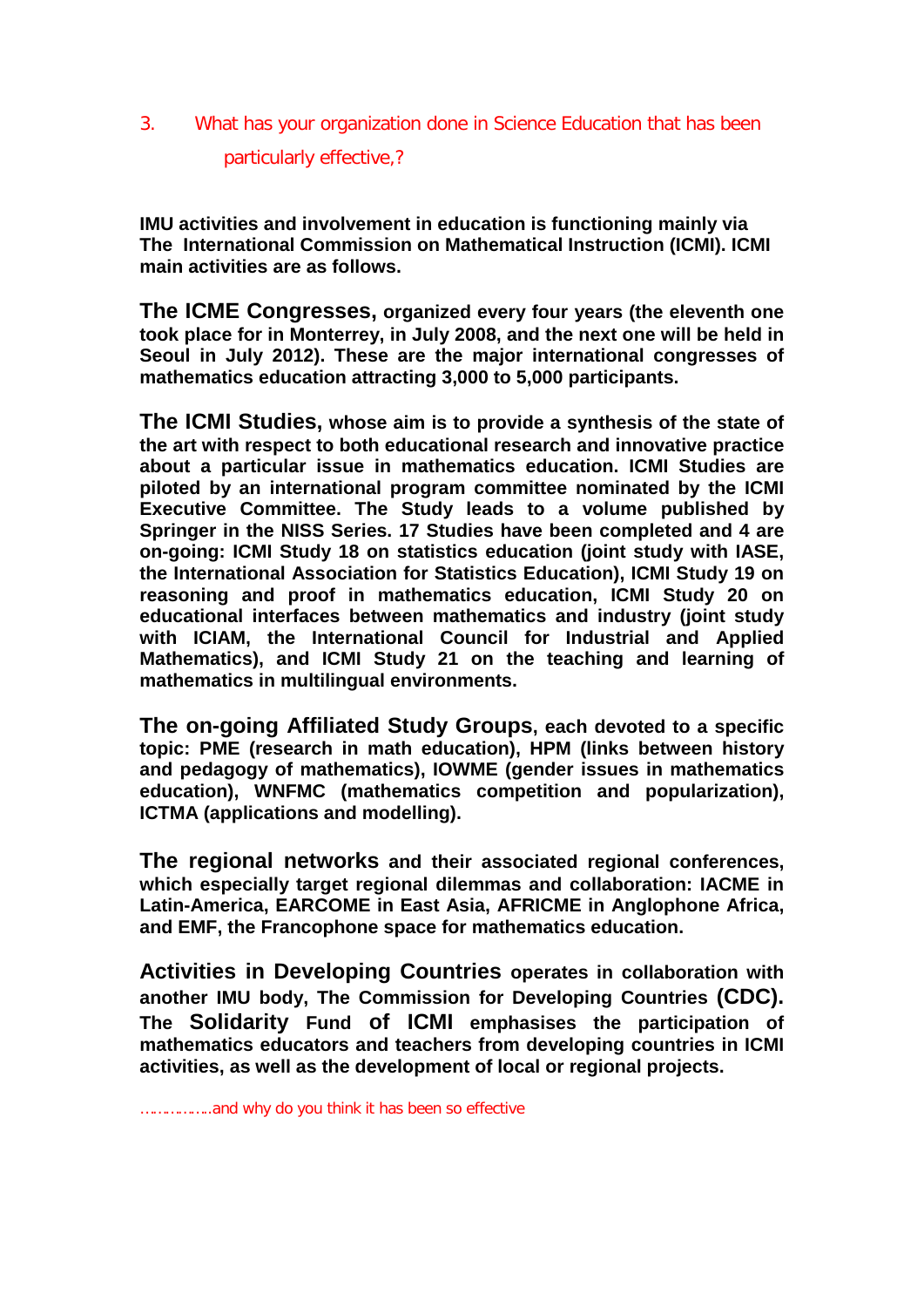3. What has your organization done in Science Education that has been particularly effective,?

**IMU activities and involvement in education is functioning mainly via The International Commission on Mathematical Instruction (ICMI). ICMI main activities are as follows.**

**The ICME Congresses, organized every four years (the eleventh one took place for in Monterrey, in July 2008, and the next one will be held in Seoul in July 2012). These are the major international congresses of mathematics education attracting 3,000 to 5,000 participants.**

**The ICMI Studies, whose aim is to provide a synthesis of the state of the art with respect to both educational research and innovative practice about a particular issue in mathematics education. ICMI Studies are piloted by an international program committee nominated by the ICMI Executive Committee. The Study leads to a volume published by Springer in the NISS Series. 17 Studies have been completed and 4 are on-going: ICMI Study 18 on statistics education (joint study with IASE, the International Association for Statistics Education), ICMI Study 19 on reasoning and proof in mathematics education, ICMI Study 20 on educational interfaces between mathematics and industry (joint study with ICIAM, the International Council for Industrial and Applied Mathematics), and ICMI Study 21 on the teaching and learning of mathematics in multilingual environments.**

**The on-going Affiliated Study Groups, each devoted to a specific topic: PME (research in math education), HPM (links between history and pedagogy of mathematics), IOWME (gender issues in mathematics education), WNFMC (mathematics competition and popularization), ICTMA (applications and modelling).**

**The regional networks and their associated regional conferences, which especially target regional dilemmas and collaboration: IACME in Latin-America, EARCOME in East Asia, AFRICME in Anglophone Africa, and EMF, the Francophone space for mathematics education.**

**Activities in Developing Countries operates in collaboration with another IMU body, The Commission for Developing Countries (CDC). The Solidarity Fund of ICMI emphasises the participation of mathematics educators and teachers from developing countries in ICMI activities, as well as the development of local or regional projects.**

……………..and why do you think it has been so effective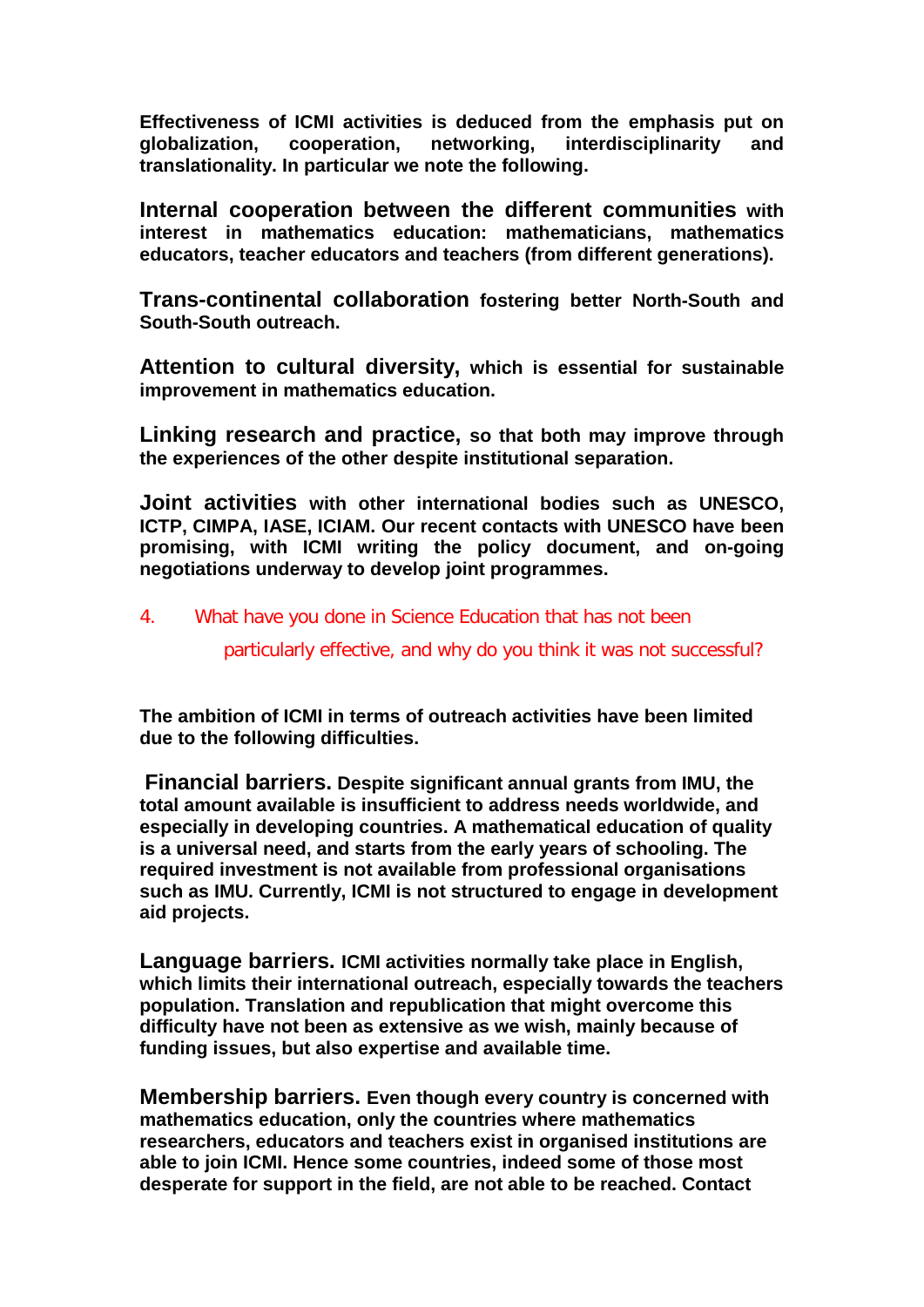**Effectiveness of ICMI activities is deduced from the emphasis put on globalization, cooperation, networking, interdisciplinarity and translationality. In particular we note the following.**

**Internal cooperation between the different communities with interest in mathematics education: mathematicians, mathematics educators, teacher educators and teachers (from different generations).**

**Trans-continental collaboration fostering better North-South and South-South outreach.**

**Attention to cultural diversity, which is essential for sustainable improvement in mathematics education.**

**Linking research and practice, so that both may improve through the experiences of the other despite institutional separation.**

**Joint activities with other international bodies such as UNESCO, ICTP, CIMPA, IASE, ICIAM. Our recent contacts with UNESCO have been promising, with ICMI writing the policy document, and on-going negotiations underway to develop joint programmes.**

4. What have you done in Science Education that has not been particularly effective, and why do you think it was not successful?

**The ambition of ICMI in terms of outreach activities have been limited due to the following difficulties.**

**Financial barriers. Despite significant annual grants from IMU, the total amount available is insufficient to address needs worldwide, and especially in developing countries. A mathematical education of quality is a universal need, and starts from the early years of schooling. The required investment is not available from professional organisations such as IMU. Currently, ICMI is not structured to engage in development aid projects.**

**Language barriers. ICMI activities normally take place in English, which limits their international outreach, especially towards the teachers population. Translation and republication that might overcome this difficulty have not been as extensive as we wish, mainly because of funding issues, but also expertise and available time.**

**Membership barriers. Even though every country is concerned with mathematics education, only the countries where mathematics researchers, educators and teachers exist in organised institutions are able to join ICMI. Hence some countries, indeed some of those most desperate for support in the field, are not able to be reached. Contact**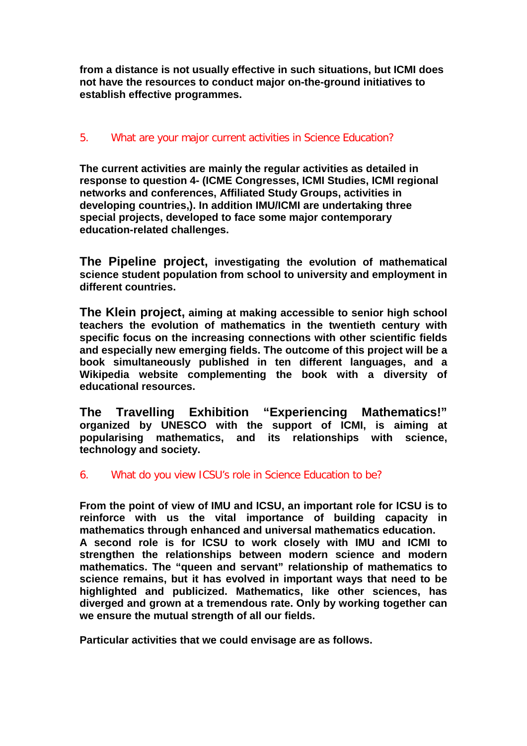**from a distance is not usually effective in such situations, but ICMI does not have the resources to conduct major on-the-ground initiatives to establish effective programmes.**

5. What are your major current activities in Science Education?

**The current activities are mainly the regular activities as detailed in response to question 4- (ICME Congresses, ICMI Studies, ICMI regional networks and conferences, Affiliated Study Groups, activities in developing countries,). In addition IMU/ICMI are undertaking three special projects, developed to face some major contemporary education-related challenges.**

**The Pipeline project, investigating the evolution of mathematical science student population from school to university and employment in different countries.**

**The Klein project, aiming at making accessible to senior high school teachers the evolution of mathematics in the twentieth century with specific focus on the increasing connections with other scientific fields and especially new emerging fields. The outcome of this project will be a book simultaneously published in ten different languages, and a Wikipedia website complementing the book with a diversity of educational resources.**

**The Travelling Exhibition "Experiencing Mathematics!" organized by UNESCO with the support of ICMI, is aiming at popularising mathematics, and its relationships with science, technology and society.**

6. What do you view ICSU's role in Science Education to be?

**From the point of view of IMU and ICSU, an important role for ICSU is to reinforce with us the vital importance of building capacity in mathematics through enhanced and universal mathematics education.**
**A second role is for ICSU to work closely with IMU and ICMI to strengthen the relationships between modern science and modern mathematics. The "queen and servant" relationship of mathematics to science remains, but it has evolved in important ways that need to be highlighted and publicized. Mathematics, like other sciences, has diverged and grown at a tremendous rate. Only by working together can we ensure the mutual strength of all our fields.**

**Particular activities that we could envisage are as follows.**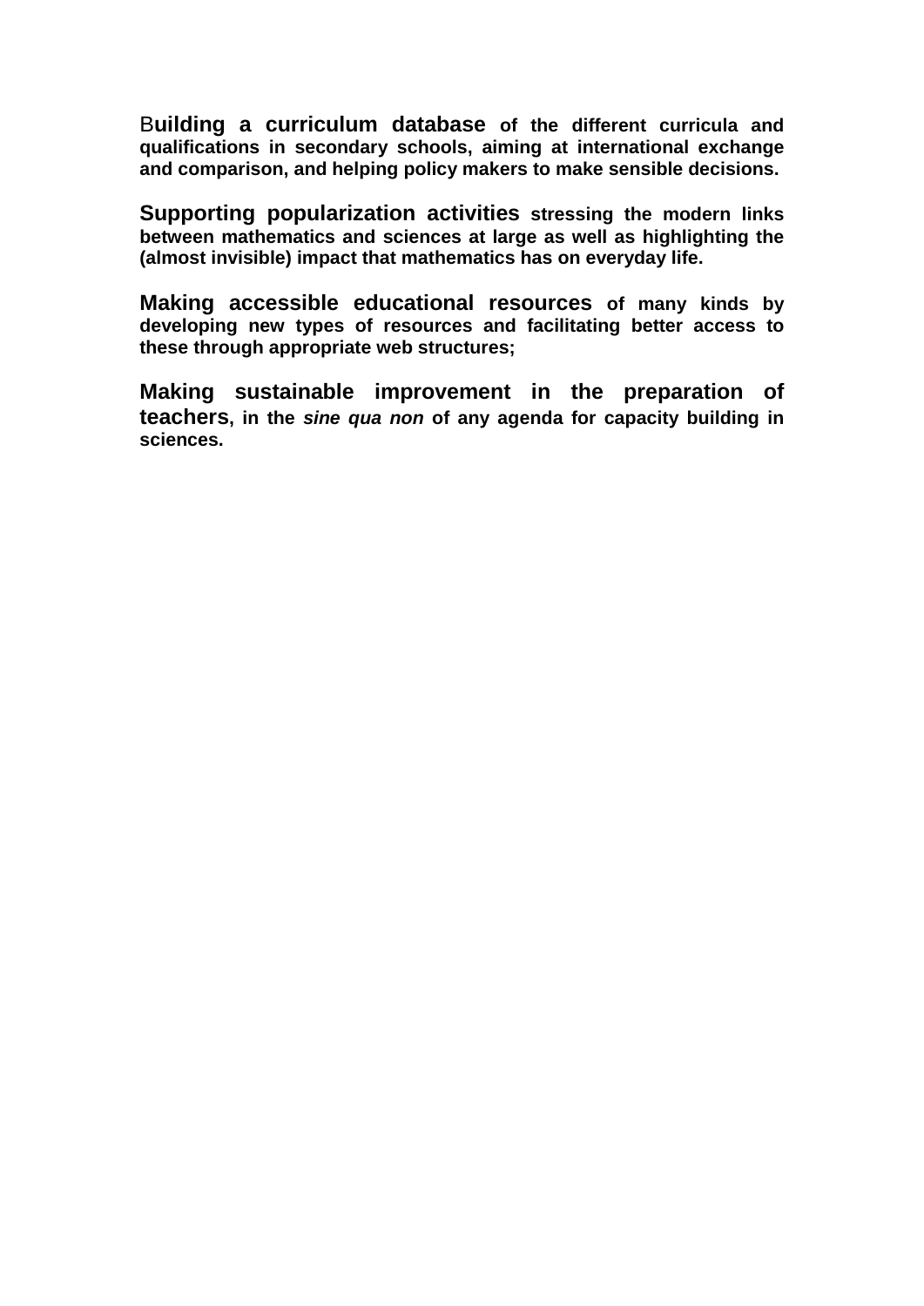**Building a curriculum database** **of the different curricula and qualifications in secondary schools, aiming at international exchange and comparison, and helping policy makers to make sensible decisions.**

**Supporting popularization activities** **stressing the modern links between mathematics and sciences at large as well as highlighting the (almost invisible) impact that mathematics has on everyday life.**

**Making accessible educational resources** **of many kinds by developing new types of resources and facilitating better access to these through appropriate web structures;**

**Making sustainable improvement in the preparation of teachers**, **in the** ***sine qua non*** **of any agenda for capacity building in sciences.**